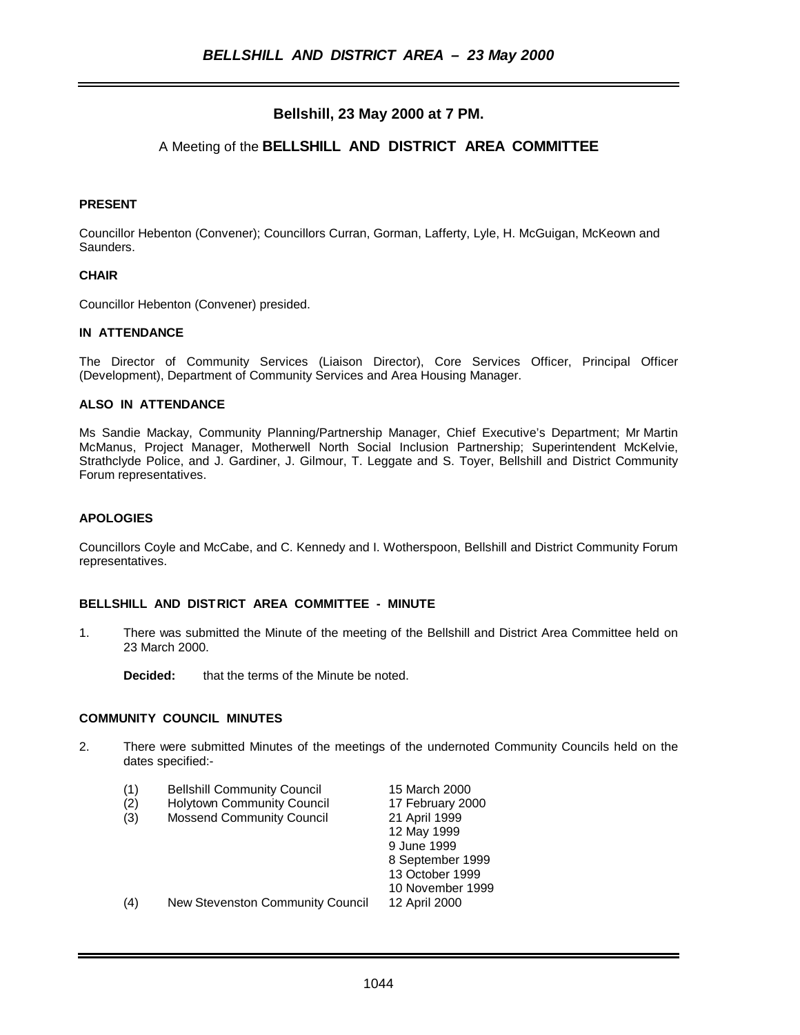# *BELLSHILL AND DISTRICT AREA – 23 May 2000*

## Bellshill, 23 May 2000 at 7 PM.

A Meeting of the **BELLSHILL AND DISTRICT AREA COMMITTEE**

### PRESENT

Councillor Hebenton (Convener); Councillors Curran, Gorman, Lafferty, Lyle, H. McGuigan, McKeown and Saunders.

### CHAIR

Councillor Hebenton (Convener) presided.

### IN ATTENDANCE

The Director of Community Services (Liaison Director), Core Services Officer, Principal Officer (Development), Department of Community Services and Area Housing Manager.

### ALSO IN ATTENDANCE

Ms Sandie Mackay, Community Planning/Partnership Manager, Chief Executive's Department; Mr Martin McManus, Project Manager, Motherwell North Social Inclusion Partnership; Superintendent McKelvie, Strathclyde Police, and J. Gardiner, J. Gilmour, T. Leggate and S. Toyer, Bellshill and District Community Forum representatives.

### APOLOGIES

Councillors Coyle and McCabe, and C. Kennedy and I. Wotherspoon, Bellshill and District Community Forum representatives.

### BELLSHILL AND DISTRICT AREA COMMITTEE - MINUTE

1. There was submitted the Minute of the meeting of the Bellshill and District Area Committee held on 23 March 2000.

   **Decided:** that the terms of the Minute be noted.

### COMMUNITY COUNCIL MINUTES

2. There were submitted Minutes of the meetings of the undernoted Community Councils held on the dates specified:-

| | | |
|---|---|---|
| (1) | Bellshill Community Council | 15 March 2000 |
| (2) | Holytown Community Council | 17 February 2000 |
| (3) | Mossend Community Council | 21 April 1999 |
| | | 12 May 1999 |
| | | 9 June 1999 |
| | | 8 September 1999 |
| | | 13 October 1999 |
| | | 10 November 1999 |
| (4) | New Stevenston Community Council | 12 April 2000 |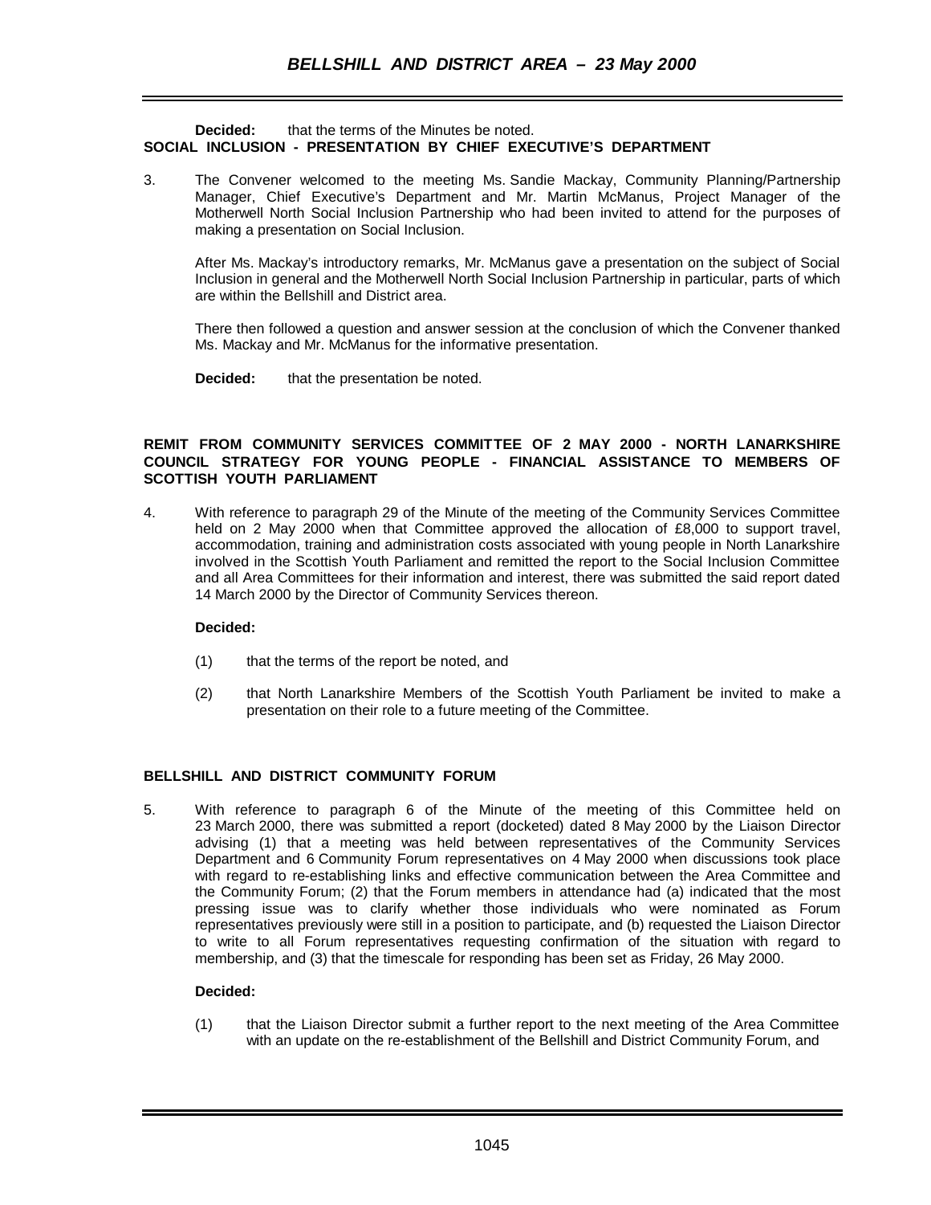**Decided:** that the terms of the Minutes be noted.

**SOCIAL INCLUSION - PRESENTATION BY CHIEF EXECUTIVE'S DEPARTMENT**

3. The Convener welcomed to the meeting Ms. Sandie Mackay, Community Planning/Partnership Manager, Chief Executive's Department and Mr. Martin McManus, Project Manager of the Motherwell North Social Inclusion Partnership who had been invited to attend for the purposes of making a presentation on Social Inclusion.

   After Ms. Mackay's introductory remarks, Mr. McManus gave a presentation on the subject of Social Inclusion in general and the Motherwell North Social Inclusion Partnership in particular, parts of which are within the Bellshill and District area.

   There then followed a question and answer session at the conclusion of which the Convener thanked Ms. Mackay and Mr. McManus for the informative presentation.

   **Decided:** that the presentation be noted.

**REMIT FROM COMMUNITY SERVICES COMMITTEE OF 2 MAY 2000 - NORTH LANARKSHIRE COUNCIL STRATEGY FOR YOUNG PEOPLE - FINANCIAL ASSISTANCE TO MEMBERS OF SCOTTISH YOUTH PARLIAMENT**

4. With reference to paragraph 29 of the Minute of the meeting of the Community Services Committee held on 2 May 2000 when that Committee approved the allocation of £8,000 to support travel, accommodation, training and administration costs associated with young people in North Lanarkshire involved in the Scottish Youth Parliament and remitted the report to the Social Inclusion Committee and all Area Committees for their information and interest, there was submitted the said report dated 14 March 2000 by the Director of Community Services thereon.

   **Decided:**

   (1) that the terms of the report be noted, and

   (2) that North Lanarkshire Members of the Scottish Youth Parliament be invited to make a presentation on their role to a future meeting of the Committee.

**BELLSHILL AND DISTRICT COMMUNITY FORUM**

5. With reference to paragraph 6 of the Minute of the meeting of this Committee held on 23 March 2000, there was submitted a report (docketed) dated 8 May 2000 by the Liaison Director advising (1) that a meeting was held between representatives of the Community Services Department and 6 Community Forum representatives on 4 May 2000 when discussions took place with regard to re-establishing links and effective communication between the Area Committee and the Community Forum; (2) that the Forum members in attendance had (a) indicated that the most pressing issue was to clarify whether those individuals who were nominated as Forum representatives previously were still in a position to participate, and (b) requested the Liaison Director to write to all Forum representatives requesting confirmation of the situation with regard to membership, and (3) that the timescale for responding has been set as Friday, 26 May 2000.

   **Decided:**

   (1) that the Liaison Director submit a further report to the next meeting of the Area Committee with an update on the re-establishment of the Bellshill and District Community Forum, and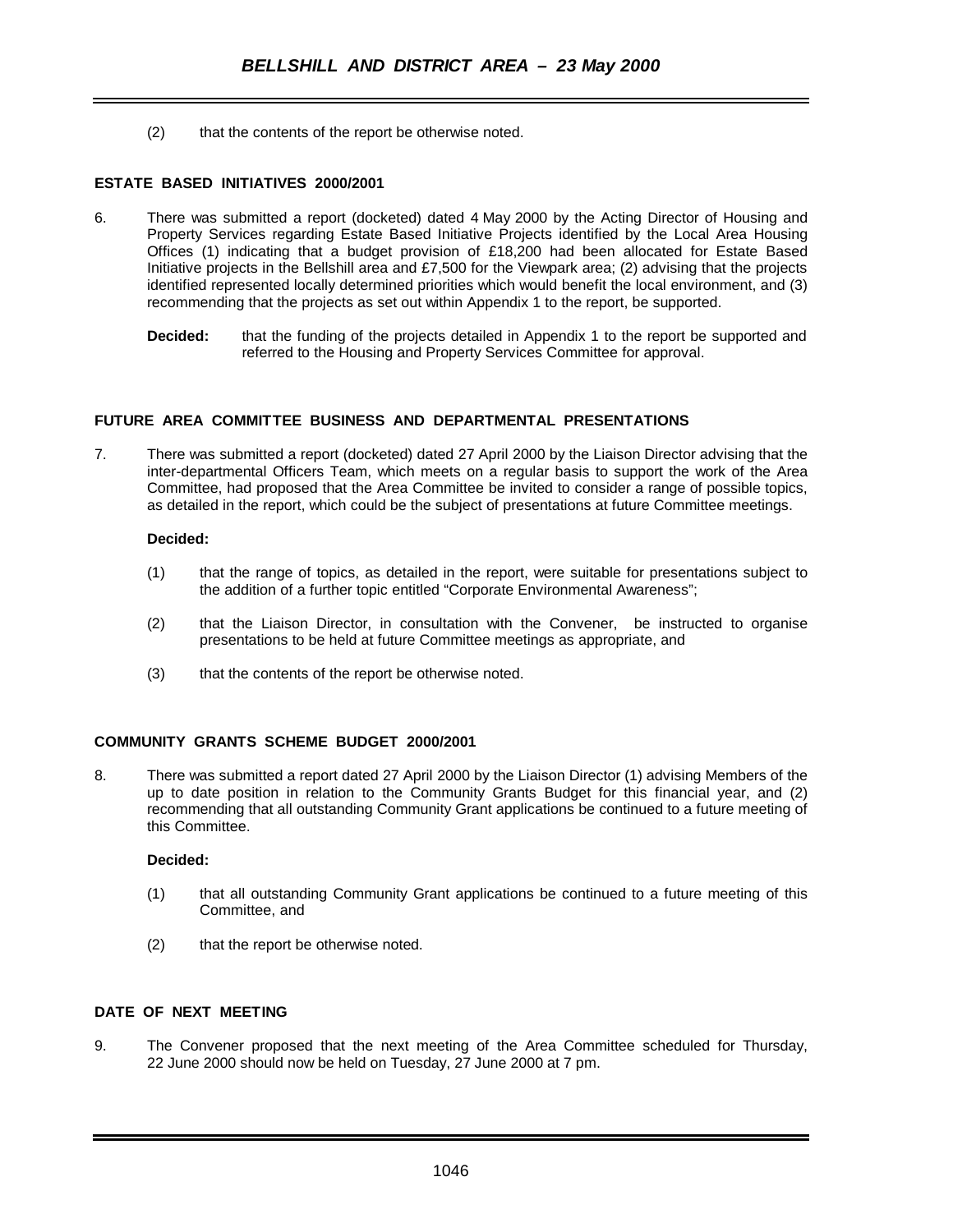(2) that the contents of the report be otherwise noted.

**ESTATE BASED INITIATIVES 2000/2001**

6. There was submitted a report (docketed) dated 4 May 2000 by the Acting Director of Housing and Property Services regarding Estate Based Initiative Projects identified by the Local Area Housing Offices (1) indicating that a budget provision of £18,200 had been allocated for Estate Based Initiative projects in the Bellshill area and £7,500 for the Viewpark area; (2) advising that the projects identified represented locally determined priorities which would benefit the local environment, and (3) recommending that the projects as set out within Appendix 1 to the report, be supported.

**Decided:** that the funding of the projects detailed in Appendix 1 to the report be supported and referred to the Housing and Property Services Committee for approval.

**FUTURE AREA COMMITTEE BUSINESS AND DEPARTMENTAL PRESENTATIONS**

7. There was submitted a report (docketed) dated 27 April 2000 by the Liaison Director advising that the inter-departmental Officers Team, which meets on a regular basis to support the work of the Area Committee, had proposed that the Area Committee be invited to consider a range of possible topics, as detailed in the report, which could be the subject of presentations at future Committee meetings.

**Decided:**

(1) that the range of topics, as detailed in the report, were suitable for presentations subject to the addition of a further topic entitled "Corporate Environmental Awareness";

(2) that the Liaison Director, in consultation with the Convener, be instructed to organise presentations to be held at future Committee meetings as appropriate, and

(3) that the contents of the report be otherwise noted.

**COMMUNITY GRANTS SCHEME BUDGET 2000/2001**

8. There was submitted a report dated 27 April 2000 by the Liaison Director (1) advising Members of the up to date position in relation to the Community Grants Budget for this financial year, and (2) recommending that all outstanding Community Grant applications be continued to a future meeting of this Committee.

**Decided:**

(1) that all outstanding Community Grant applications be continued to a future meeting of this Committee, and

(2) that the report be otherwise noted.

**DATE OF NEXT MEETING**

9. The Convener proposed that the next meeting of the Area Committee scheduled for Thursday, 22 June 2000 should now be held on Tuesday, 27 June 2000 at 7 pm.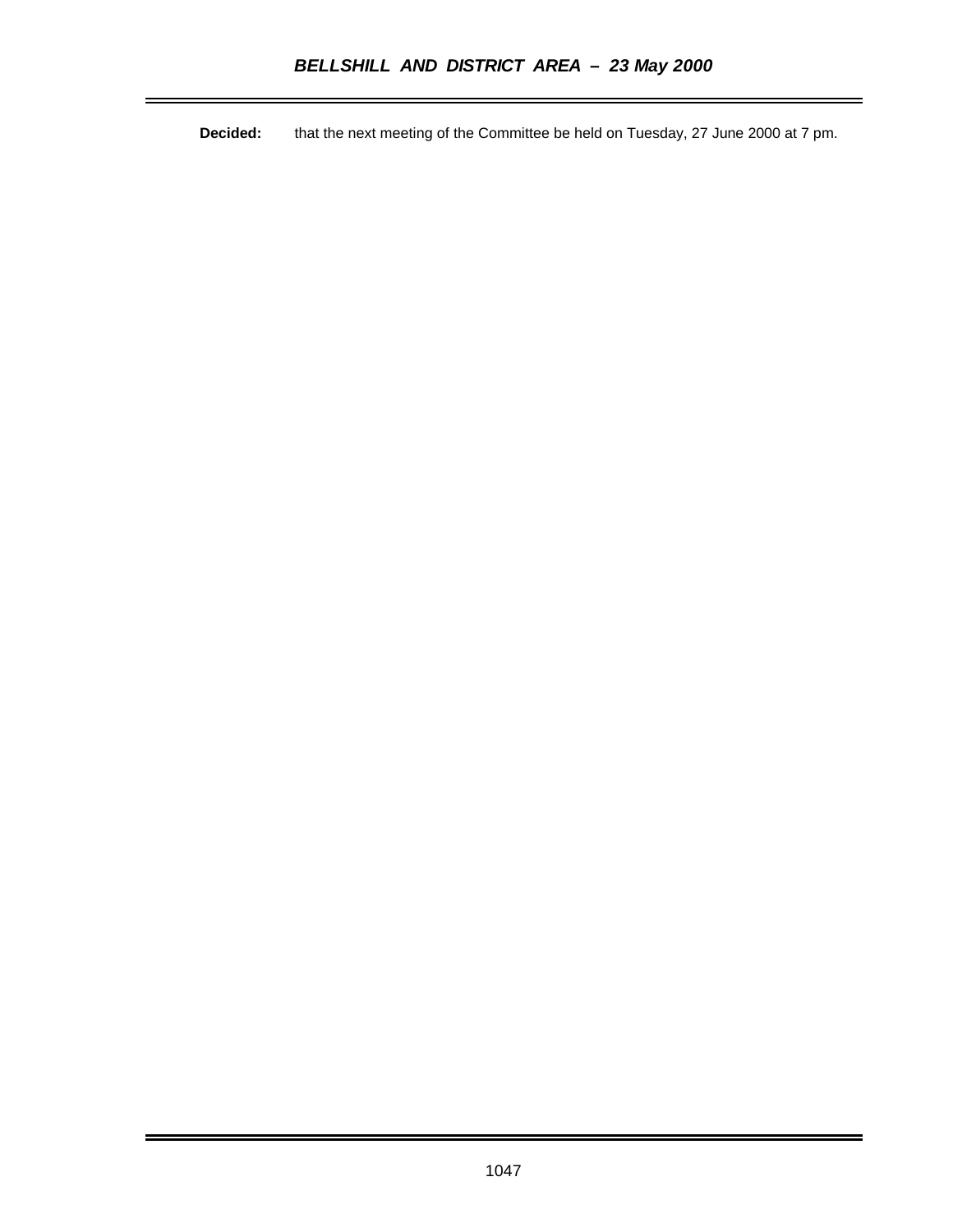**Decided:** that the next meeting of the Committee be held on Tuesday, 27 June 2000 at 7 pm.